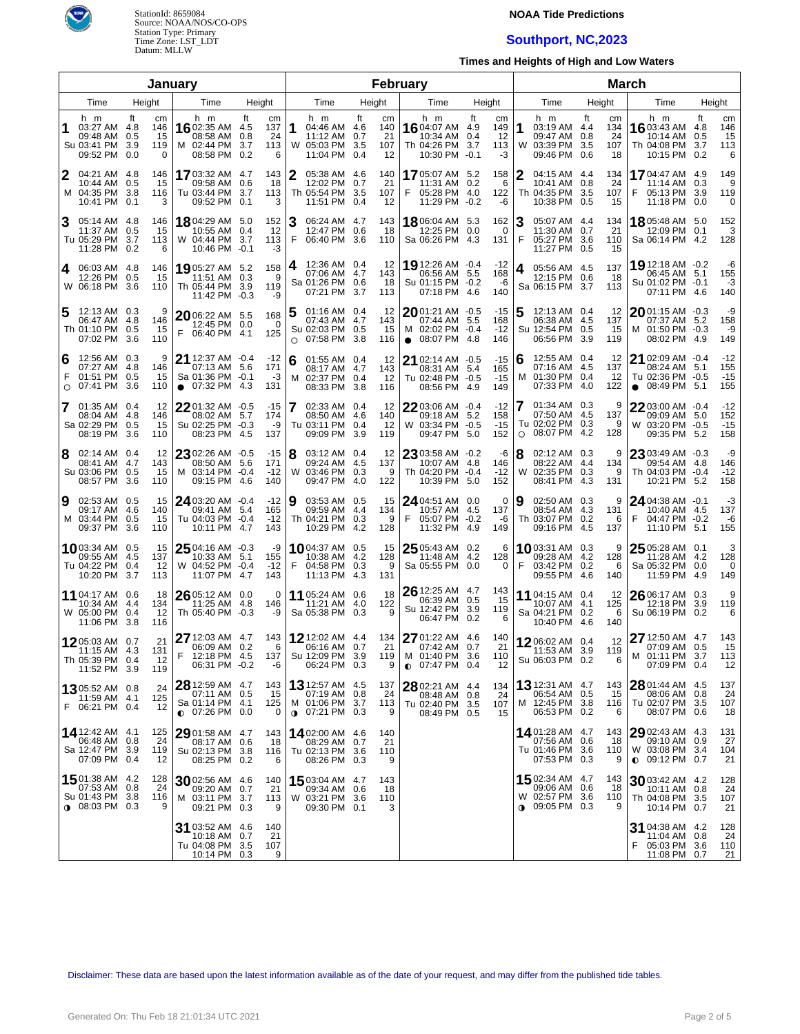StationId: 8659084
Source: NOAA/NOS/CO-OPS
Station Type: Primary
Time Zone: LST_LDT
Datum: MLLW

**NOAA Tide Predictions**

# Southport, NC,2023

**Times and Heights of High and Low Waters**

## January

| Day | Time | ft | cm | Day | Time | ft | cm |
|---|---|---|---|---|---|---|---|
| 1 Su | 03:27 AM | 4.8 | 146 | 16 M | 02:35 AM | 4.5 | 137 |
| | 09:48 AM | 0.5 | 15 | | 08:58 AM | 0.8 | 24 |
| | 03:41 PM | 3.9 | 119 | | 02:44 PM | 3.7 | 113 |
| | 09:52 PM | 0.0 | 0 | | 08:58 PM | 0.2 | 6 |
| 2 M | 04:21 AM | 4.8 | 146 | 17 Tu | 03:32 AM | 4.7 | 143 |
| | 10:44 AM | 0.5 | 15 | | 09:58 AM | 0.6 | 18 |
| | 04:35 PM | 3.8 | 116 | | 03:44 PM | 3.7 | 113 |
| | 10:41 PM | 0.1 | 3 | | 09:52 PM | 0.1 | 3 |
| 3 Tu | 05:14 AM | 4.8 | 146 | 18 W | 04:29 AM | 5.0 | 152 |
| | 11:37 AM | 0.5 | 15 | | 10:55 AM | 0.4 | 12 |
| | 05:29 PM | 3.7 | 113 | | 04:44 PM | 3.7 | 113 |
| | 11:28 PM | 0.2 | 6 | | 10:46 PM | -0.1 | -3 |
| 4 W | 06:03 AM | 4.8 | 146 | 19 Th | 05:27 AM | 5.2 | 158 |
| | 12:26 PM | 0.5 | 15 | | 11:51 AM | 0.3 | 9 |
| | 06:18 PM | 3.6 | 110 | | 05:44 PM | 3.9 | 119 |
| | | | | | 11:42 PM | -0.3 | -9 |
| 5 Th | 12:13 AM | 0.3 | 9 | 20 F | 06:22 AM | 5.5 | 168 |
| | 06:47 AM | 4.8 | 146 | | 12:45 PM | 0.0 | 0 |
| | 01:10 PM | 0.5 | 15 | | 06:40 PM | 4.1 | 125 |
| | 07:02 PM | 3.6 | 110 | | | | |
| 6 F ○ | 12:56 AM | 0.3 | 9 | 21 Sa ● | 12:37 AM | -0.4 | -12 |
| | 07:27 AM | 4.8 | 146 | | 07:13 AM | 5.6 | 171 |
| | 01:51 PM | 0.5 | 15 | | 01:36 PM | -0.1 | -3 |
| | 07:41 PM | 3.6 | 110 | | 07:32 PM | 4.3 | 131 |
| 7 Sa | 01:35 AM | 0.4 | 12 | 22 Su | 01:32 AM | -0.5 | -15 |
| | 08:04 AM | 4.8 | 146 | | 08:02 AM | 5.7 | 174 |
| | 02:29 PM | 0.5 | 15 | | 02:25 PM | -0.3 | -9 |
| | 08:19 PM | 3.6 | 110 | | 08:23 PM | 4.5 | 137 |
| 8 Su | 02:14 AM | 0.4 | 12 | 23 M | 02:26 AM | -0.5 | -15 |
| | 08:41 AM | 4.7 | 143 | | 08:50 AM | 5.6 | 171 |
| | 03:06 PM | 0.5 | 15 | | 03:14 PM | -0.4 | -12 |
| | 08:57 PM | 3.6 | 110 | | 09:15 PM | 4.6 | 140 |
| 9 M | 02:53 AM | 0.5 | 15 | 24 Tu | 03:20 AM | -0.4 | -12 |
| | 09:17 AM | 4.6 | 140 | | 09:41 AM | 5.4 | 165 |
| | 03:44 PM | 0.5 | 15 | | 04:03 PM | -0.4 | -12 |
| | 09:37 PM | 3.6 | 110 | | 10:11 PM | 4.7 | 143 |
| 10 Tu | 03:34 AM | 0.5 | 15 | 25 W | 04:16 AM | -0.3 | -9 |
| | 09:55 AM | 4.5 | 137 | | 10:33 AM | 5.1 | 155 |
| | 04:22 PM | 0.4 | 12 | | 04:52 PM | -0.4 | -12 |
| | 10:20 PM | 3.7 | 113 | | 11:07 PM | 4.7 | 143 |
| 11 W | 04:17 AM | 0.6 | 18 | 26 Th | 05:12 AM | 0.0 | 0 |
| | 10:34 AM | 4.4 | 134 | | 11:25 AM | 4.8 | 146 |
| | 05:00 PM | 0.4 | 12 | | 05:40 PM | -0.3 | -9 |
| | 11:06 PM | 3.8 | 116 | | | | |
| 12 Th | 05:03 AM | 0.7 | 21 | 27 F | 12:03 AM | 4.7 | 143 |
| | 11:15 AM | 4.3 | 131 | | 06:09 AM | 0.2 | 6 |
| | 05:39 PM | 0.4 | 12 | | 12:18 PM | 4.5 | 137 |
| | 11:52 PM | 3.9 | 119 | | 06:31 PM | -0.2 | -6 |
| 13 F | 05:52 AM | 0.8 | 24 | 28 Sa ◐ | 12:59 AM | 4.7 | 143 |
| | 11:59 AM | 4.1 | 125 | | 07:11 AM | 0.5 | 15 |
| | 06:21 PM | 0.4 | 12 | | 01:14 PM | 4.1 | 125 |
| | | | | | 07:26 PM | 0.0 | 0 |
| 14 Sa | 12:42 AM | 4.1 | 125 | 29 Su | 01:58 AM | 4.7 | 143 |
| | 06:48 AM | 0.8 | 24 | | 08:17 AM | 0.6 | 18 |
| | 12:47 PM | 3.9 | 119 | | 02:13 PM | 3.8 | 116 |
| | 07:09 PM | 0.4 | 12 | | 08:25 PM | 0.2 | 6 |
| 15 Su ◑ | 01:38 AM | 4.2 | 128 | 30 M | 02:56 AM | 4.6 | 140 |
| | 07:53 AM | 0.8 | 24 | | 09:20 AM | 0.7 | 21 |
| | 01:43 PM | 3.8 | 116 | | 03:11 PM | 3.7 | 113 |
| | 08:03 PM | 0.3 | 9 | | 09:21 PM | 0.3 | 9 |
| | | | | 31 Tu | 03:52 AM | 4.6 | 140 |
| | | | | | 10:18 AM | 0.7 | 21 |
| | | | | | 04:08 PM | 3.5 | 107 |
| | | | | | 10:14 PM | 0.3 | 9 |

## February

| Day | Time | ft | cm | Day | Time | ft | cm |
|---|---|---|---|---|---|---|---|
| 1 W | 04:46 AM | 4.6 | 140 | 16 Th | 04:07 AM | 4.9 | 149 |
| | 11:12 AM | 0.7 | 21 | | 10:34 AM | 0.4 | 12 |
| | 05:03 PM | 3.5 | 107 | | 04:26 PM | 3.7 | 113 |
| | 11:04 PM | 0.4 | 12 | | 10:30 PM | -0.1 | -3 |
| 2 Th | 05:38 AM | 4.6 | 140 | 17 F | 05:07 AM | 5.2 | 158 |
| | 12:02 PM | 0.7 | 21 | | 11:31 AM | 0.2 | 6 |
| | 05:54 PM | 3.5 | 107 | | 05:28 PM | 4.0 | 122 |
| | 11:51 PM | 0.4 | 12 | | 11:29 PM | -0.2 | -6 |
| 3 F | 06:24 AM | 4.7 | 143 | 18 Sa | 06:04 AM | 5.3 | 162 |
| | 12:47 PM | 0.6 | 18 | | 12:25 PM | 0.0 | 0 |
| | 06:40 PM | 3.6 | 110 | | 06:26 PM | 4.3 | 131 |
| 4 Sa | 12:36 AM | 0.4 | 12 | 19 Su | 12:26 AM | -0.4 | -12 |
| | 07:06 AM | 4.7 | 143 | | 06:56 AM | 5.5 | 168 |
| | 01:26 PM | 0.6 | 18 | | 01:15 PM | -0.2 | -6 |
| | 07:21 PM | 3.7 | 113 | | 07:18 PM | 4.6 | 140 |
| 5 Su ○ | 01:16 AM | 0.4 | 12 | 20 M ● | 01:21 AM | -0.5 | -15 |
| | 07:43 AM | 4.7 | 143 | | 07:44 AM | 5.5 | 168 |
| | 02:03 PM | 0.5 | 15 | | 02:02 PM | -0.4 | -12 |
| | 07:58 PM | 3.8 | 116 | | 08:07 PM | 4.8 | 146 |
| 6 M | 01:55 AM | 0.4 | 12 | 21 Tu | 02:14 AM | -0.5 | -15 |
| | 08:17 AM | 4.7 | 143 | | 08:31 AM | 5.4 | 165 |
| | 02:37 PM | 0.4 | 12 | | 02:48 PM | -0.5 | -15 |
| | 08:33 PM | 3.8 | 116 | | 08:56 PM | 4.9 | 149 |
| 7 Tu | 02:33 AM | 0.4 | 12 | 22 W | 03:06 AM | -0.4 | -12 |
| | 08:50 AM | 4.6 | 140 | | 09:18 AM | 5.2 | 158 |
| | 03:11 PM | 0.4 | 12 | | 03:34 PM | -0.5 | -15 |
| | 09:09 PM | 3.9 | 119 | | 09:47 PM | 5.0 | 152 |
| 8 W | 03:12 AM | 0.4 | 12 | 23 Th | 03:58 AM | -0.2 | -6 |
| | 09:24 AM | 4.5 | 137 | | 10:07 AM | 4.8 | 146 |
| | 03:46 PM | 0.3 | 9 | | 04:20 PM | -0.4 | -12 |
| | 09:47 PM | 4.0 | 122 | | 10:39 PM | 5.0 | 152 |
| 9 Th | 03:53 AM | 0.5 | 15 | 24 F | 04:51 AM | 0.0 | 0 |
| | 09:59 AM | 4.4 | 134 | | 10:57 AM | 4.5 | 137 |
| | 04:21 PM | 0.3 | 9 | | 05:07 PM | -0.2 | -6 |
| | 10:29 PM | 4.2 | 128 | | 11:32 PM | 4.9 | 149 |
| 10 F | 04:37 AM | 0.5 | 15 | 25 Sa | 05:43 AM | 0.2 | 6 |
| | 10:38 AM | 4.2 | 128 | | 11:48 AM | 4.2 | 128 |
| | 04:58 PM | 0.3 | 9 | | 05:55 PM | 0.0 | 0 |
| | 11:13 PM | 4.3 | 131 | | | | |
| 11 Sa | 05:24 AM | 0.6 | 18 | 26 Su | 12:25 AM | 4.7 | 143 |
| | 11:21 AM | 4.0 | 122 | | 06:39 AM | 0.5 | 15 |
| | 05:38 PM | 0.3 | 9 | | 12:42 PM | 3.9 | 119 |
| | | | | | 06:47 PM | 0.2 | 6 |
| 12 Su | 12:02 AM | 4.4 | 134 | 27 M ◐ | 01:22 AM | 4.6 | 140 |
| | 06:16 AM | 0.7 | 21 | | 07:42 AM | 0.7 | 21 |
| | 12:09 PM | 3.9 | 119 | | 01:40 PM | 3.6 | 110 |
| | 06:24 PM | 0.3 | 9 | | 07:47 PM | 0.4 | 12 |
| 13 M ◑ | 12:57 AM | 4.5 | 137 | 28 Tu | 02:21 AM | 4.4 | 134 |
| | 07:19 AM | 0.8 | 24 | | 08:48 AM | 0.8 | 24 |
| | 01:06 PM | 3.7 | 113 | | 02:40 PM | 3.5 | 107 |
| | 07:21 PM | 0.3 | 9 | | 08:49 PM | 0.5 | 15 |
| 14 Tu | 02:00 AM | 4.6 | 140 | | | | |
| | 08:29 AM | 0.7 | 21 | | | | |
| | 02:13 PM | 3.6 | 110 | | | | |
| | 08:26 PM | 0.3 | 9 | | | | |
| 15 W | 03:04 AM | 4.7 | 143 | | | | |
| | 09:34 AM | 0.6 | 18 | | | | |
| | 03:21 PM | 3.6 | 110 | | | | |
| | 09:30 PM | 0.1 | 3 | | | | |

## March

| Day | Time | ft | cm | Day | Time | ft | cm |
|---|---|---|---|---|---|---|---|
| 1 W | 03:19 AM | 4.4 | 134 | 16 Th | 03:43 AM | 4.8 | 146 |
| | 09:47 AM | 0.8 | 24 | | 10:14 AM | 0.5 | 15 |
| | 03:39 PM | 3.5 | 107 | | 04:08 PM | 3.7 | 113 |
| | 09:46 PM | 0.6 | 18 | | 10:15 PM | 0.2 | 6 |
| 2 Th | 04:15 AM | 4.4 | 134 | 17 F | 04:47 AM | 4.9 | 149 |
| | 10:41 AM | 0.8 | 24 | | 11:14 AM | 0.3 | 9 |
| | 04:35 PM | 3.5 | 107 | | 05:13 PM | 3.9 | 119 |
| | 10:38 PM | 0.5 | 15 | | 11:18 PM | 0.0 | 0 |
| 3 F | 05:07 AM | 4.4 | 134 | 18 Sa | 05:48 AM | 5.0 | 152 |
| | 11:30 AM | 0.7 | 21 | | 12:09 PM | 0.1 | 3 |
| | 05:27 PM | 3.6 | 110 | | 06:14 PM | 4.2 | 128 |
| | 11:27 PM | 0.5 | 15 | | | | |
| 4 Sa | 05:56 AM | 4.5 | 137 | 19 Su | 12:18 AM | -0.2 | -6 |
| | 12:15 PM | 0.6 | 18 | | 06:45 AM | 5.1 | 155 |
| | 06:15 PM | 3.7 | 113 | | 01:02 PM | -0.1 | -3 |
| | | | | | 07:11 PM | 4.6 | 140 |
| 5 Su | 12:13 AM | 0.4 | 12 | 20 M | 01:15 AM | -0.3 | -9 |
| | 06:38 AM | 4.5 | 137 | | 07:37 AM | 5.2 | 158 |
| | 12:54 PM | 0.5 | 15 | | 01:50 PM | -0.3 | -9 |
| | 06:56 PM | 3.9 | 119 | | 08:02 PM | 4.9 | 149 |
| 6 M | 12:55 AM | 0.4 | 12 | 21 Tu ● | 02:09 AM | -0.4 | -12 |
| | 07:16 AM | 4.5 | 137 | | 08:24 AM | 5.1 | 155 |
| | 01:30 PM | 0.4 | 12 | | 02:36 PM | -0.5 | -15 |
| | 07:33 PM | 4.0 | 122 | | 08:49 PM | 5.1 | 155 |
| 7 Tu ○ | 01:34 AM | 0.3 | 9 | 22 W | 03:00 AM | -0.4 | -12 |
| | 07:50 AM | 4.5 | 137 | | 09:09 AM | 5.0 | 152 |
| | 02:02 PM | 0.3 | 9 | | 03:20 PM | -0.5 | -15 |
| | 08:07 PM | 4.2 | 128 | | 09:35 PM | 5.2 | 158 |
| 8 W | 02:12 AM | 0.3 | 9 | 23 Th | 03:49 AM | -0.3 | -9 |
| | 08:22 AM | 4.4 | 134 | | 09:54 AM | 4.8 | 146 |
| | 02:35 PM | 0.3 | 9 | | 04:03 PM | -0.4 | -12 |
| | 08:41 PM | 4.3 | 131 | | 10:21 PM | 5.2 | 158 |
| 9 Th | 02:50 AM | 0.3 | 9 | 24 F | 04:38 AM | -0.1 | -3 |
| | 08:54 AM | 4.3 | 131 | | 10:40 AM | 4.5 | 137 |
| | 03:07 PM | 0.2 | 6 | | 04:47 PM | -0.2 | -6 |
| | 09:16 PM | 4.5 | 137 | | 11:10 PM | 5.1 | 155 |
| 10 F | 03:31 AM | 0.3 | 9 | 25 Sa | 05:28 AM | 0.1 | 3 |
| | 09:28 AM | 4.2 | 128 | | 11:28 AM | 4.2 | 128 |
| | 03:42 PM | 0.2 | 6 | | 05:32 PM | 0.0 | 0 |
| | 09:55 PM | 4.6 | 140 | | 11:59 PM | 4.9 | 149 |
| 11 Sa | 04:15 AM | 0.4 | 12 | 26 Su | 06:17 AM | 0.3 | 9 |
| | 10:07 AM | 4.1 | 125 | | 12:18 PM | 3.9 | 119 |
| | 04:21 PM | 0.2 | 6 | | 06:19 PM | 0.2 | 6 |
| | 10:40 PM | 4.6 | 140 | | | | |
| 12 Su | 06:02 AM | 0.4 | 12 | 27 M | 12:50 AM | 4.7 | 143 |
| | 11:53 AM | 3.9 | 119 | | 07:09 AM | 0.5 | 15 |
| | 06:03 PM | 0.2 | 6 | | 01:11 PM | 3.7 | 113 |
| | | | | | 07:09 PM | 0.4 | 12 |
| 13 M | 12:31 AM | 4.7 | 143 | 28 Tu | 01:44 AM | 4.5 | 137 |
| | 06:54 AM | 0.5 | 15 | | 08:06 AM | 0.8 | 24 |
| | 12:45 PM | 3.8 | 116 | | 02:07 PM | 3.5 | 107 |
| | 06:53 PM | 0.2 | 6 | | 08:07 PM | 0.6 | 18 |
| 14 Tu | 01:28 AM | 4.7 | 143 | 29 W ◐ | 02:43 AM | 4.3 | 131 |
| | 07:56 AM | 0.6 | 18 | | 09:10 AM | 0.9 | 27 |
| | 01:46 PM | 3.6 | 110 | | 03:08 PM | 3.4 | 104 |
| | 07:53 PM | 0.3 | 9 | | 09:12 PM | 0.7 | 21 |
| 15 W ◑ | 02:34 AM | 4.7 | 143 | 30 Th | 03:42 AM | 4.2 | 128 |
| | 09:06 AM | 0.6 | 18 | | 10:11 AM | 0.8 | 24 |
| | 02:57 PM | 3.6 | 110 | | 04:08 PM | 3.5 | 107 |
| | 09:05 PM | 0.3 | 9 | | 10:14 PM | 0.7 | 21 |
| | | | | 31 F | 04:38 AM | 4.2 | 128 |
| | | | | | 11:04 AM | 0.8 | 24 |
| | | | | | 05:03 PM | 3.6 | 110 |
| | | | | | 11:08 PM | 0.7 | 21 |

Disclaimer: These data are based upon the latest information available as of the date of your request, and may differ from the published tide tables.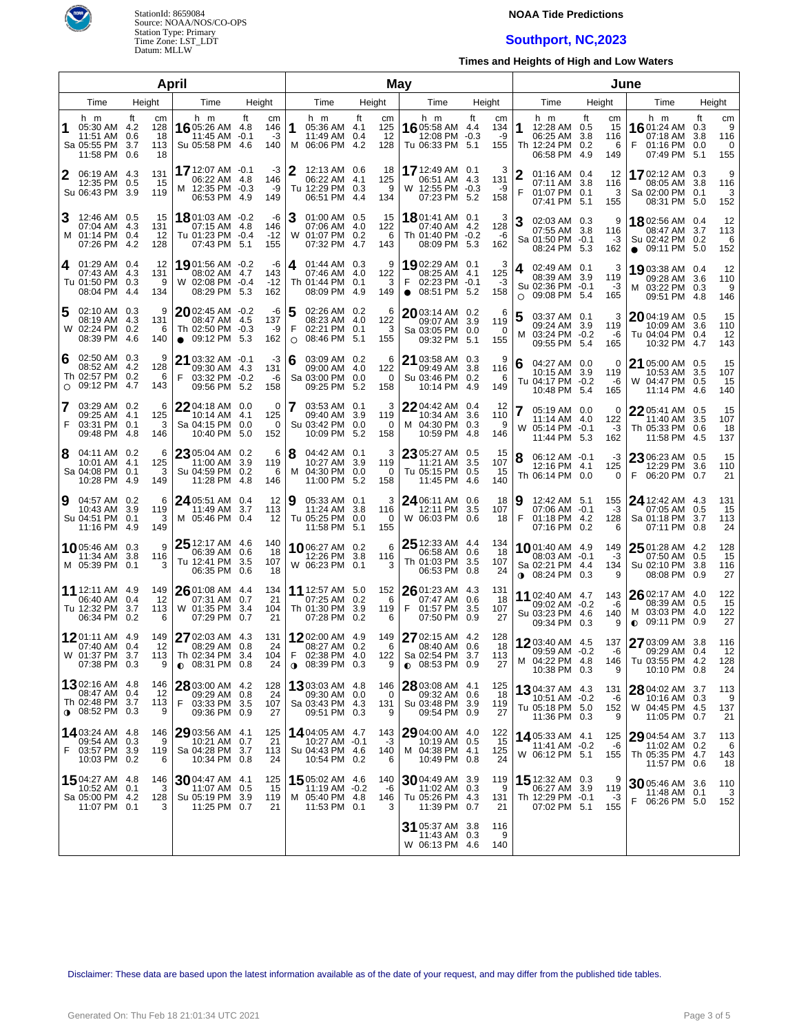StationId: 8659084
Source: NOAA/NOS/CO-OPS
Station Type: Primary
Time Zone: LST_LDT
Datum: MLLW

# NOAA Tide Predictions

## Southport, NC,2023

### Times and Heights of High and Low Waters

## April

| Day | Time | Height (ft) | Height (cm) |
|---|---|---|---|
| 1 Sa | 05:30 AM | 4.2 | 128 |
| | 11:51 AM | 0.6 | 18 |
| | 05:55 PM | 3.7 | 113 |
| | 11:58 PM | 0.6 | 18 |
| 2 Su | 06:19 AM | 4.3 | 131 |
| | 12:35 PM | 0.5 | 15 |
| | 06:43 PM | 3.9 | 119 |
| 3 M | 12:46 AM | 0.5 | 15 |
| | 07:04 AM | 4.3 | 131 |
| | 01:14 PM | 0.4 | 12 |
| | 07:26 PM | 4.2 | 128 |
| 4 Tu | 01:29 AM | 0.4 | 12 |
| | 07:43 AM | 4.3 | 131 |
| | 01:50 PM | 0.3 | 9 |
| | 08:04 PM | 4.4 | 134 |
| 5 W | 02:10 AM | 0.3 | 9 |
| | 08:19 AM | 4.3 | 131 |
| | 02:24 PM | 0.2 | 6 |
| | 08:39 PM | 4.6 | 140 |
| 6 Th ○ | 02:50 AM | 0.3 | 9 |
| | 08:52 AM | 4.2 | 128 |
| | 02:57 PM | 0.2 | 6 |
| | 09:12 PM | 4.7 | 143 |
| 7 F | 03:29 AM | 0.2 | 6 |
| | 09:25 AM | 4.1 | 125 |
| | 03:31 PM | 0.1 | 3 |
| | 09:48 PM | 4.8 | 146 |
| 8 Sa | 04:11 AM | 0.2 | 6 |
| | 10:01 AM | 4.1 | 125 |
| | 04:08 PM | 0.1 | 3 |
| | 10:28 PM | 4.9 | 149 |
| 9 Su | 04:57 AM | 0.2 | 6 |
| | 10:43 AM | 3.9 | 119 |
| | 04:51 PM | 0.1 | 3 |
| | 11:16 PM | 4.9 | 149 |
| 10 M | 05:46 AM | 0.3 | 9 |
| | 11:34 AM | 3.8 | 116 |
| | 05:39 PM | 0.1 | 3 |
| 11 Tu | 12:11 AM | 4.9 | 149 |
| | 06:40 AM | 0.4 | 12 |
| | 12:32 PM | 3.7 | 113 |
| | 06:34 PM | 0.2 | 6 |
| 12 W | 01:11 AM | 4.9 | 149 |
| | 07:40 AM | 0.4 | 12 |
| | 01:37 PM | 3.7 | 113 |
| | 07:38 PM | 0.3 | 9 |
| 13 Th ◑ | 02:16 AM | 4.8 | 146 |
| | 08:47 AM | 0.4 | 12 |
| | 02:48 PM | 3.7 | 113 |
| | 08:52 PM | 0.3 | 9 |
| 14 F | 03:24 AM | 4.8 | 146 |
| | 09:54 AM | 0.3 | 9 |
| | 03:57 PM | 3.9 | 119 |
| | 10:03 PM | 0.2 | 6 |
| 15 Sa | 04:27 AM | 4.8 | 146 |
| | 10:52 AM | 0.1 | 3 |
| | 05:00 PM | 4.2 | 128 |
| | 11:07 PM | 0.1 | 3 |
| 16 Su | 05:26 AM | 4.8 | 146 |
| | 11:45 AM | -0.1 | -3 |
| | 05:58 PM | 4.6 | 140 |
| 17 M | 12:07 AM | -0.1 | -3 |
| | 06:22 AM | 4.8 | 146 |
| | 12:35 PM | -0.3 | -9 |
| | 06:53 PM | 4.9 | 149 |
| 18 Tu | 01:03 AM | -0.2 | -6 |
| | 07:15 AM | 4.8 | 146 |
| | 01:23 PM | -0.4 | -12 |
| | 07:43 PM | 5.1 | 155 |
| 19 W | 01:56 AM | -0.2 | -6 |
| | 08:02 AM | 4.7 | 143 |
| | 02:08 PM | -0.4 | -12 |
| | 08:29 PM | 5.3 | 162 |
| 20 Th ● | 02:45 AM | -0.2 | -6 |
| | 08:47 AM | 4.5 | 137 |
| | 02:50 PM | -0.3 | -9 |
| | 09:12 PM | 5.3 | 162 |
| 21 F | 03:32 AM | -0.1 | -3 |
| | 09:30 AM | 4.3 | 131 |
| | 03:32 PM | -0.2 | -6 |
| | 09:56 PM | 5.2 | 158 |
| 22 Sa | 04:18 AM | 0.0 | 0 |
| | 10:14 AM | 4.1 | 125 |
| | 04:15 PM | 0.0 | 0 |
| | 10:40 PM | 5.0 | 152 |
| 23 Su | 05:04 AM | 0.2 | 6 |
| | 11:00 AM | 3.9 | 119 |
| | 04:59 PM | 0.2 | 6 |
| | 11:28 PM | 4.8 | 146 |
| 24 M | 05:51 AM | 0.4 | 12 |
| | 11:49 AM | 3.7 | 113 |
| | 05:46 PM | 0.4 | 12 |
| 25 Tu | 12:17 AM | 4.6 | 140 |
| | 06:39 AM | 0.6 | 18 |
| | 12:41 PM | 3.5 | 107 |
| | 06:35 PM | 0.6 | 18 |
| 26 W | 01:08 AM | 4.4 | 134 |
| | 07:31 AM | 0.7 | 21 |
| | 01:35 PM | 3.4 | 104 |
| | 07:29 PM | 0.7 | 21 |
| 27 Th ◐ | 02:03 AM | 4.3 | 131 |
| | 08:29 AM | 0.8 | 24 |
| | 02:34 PM | 3.4 | 104 |
| | 08:31 PM | 0.8 | 24 |
| 28 F | 03:00 AM | 4.2 | 128 |
| | 09:29 AM | 0.8 | 24 |
| | 03:33 PM | 3.5 | 107 |
| | 09:36 PM | 0.9 | 27 |
| 29 Sa | 03:56 AM | 4.1 | 125 |
| | 10:21 AM | 0.7 | 21 |
| | 04:28 PM | 3.7 | 113 |
| | 10:34 PM | 0.8 | 24 |
| 30 Su | 04:47 AM | 4.1 | 125 |
| | 11:07 AM | 0.5 | 15 |
| | 05:19 PM | 3.9 | 119 |
| | 11:25 PM | 0.7 | 21 |

## May

| Day | Time | Height (ft) | Height (cm) |
|---|---|---|---|
| 1 M | 05:36 AM | 4.1 | 125 |
| | 11:49 AM | 0.4 | 12 |
| | 06:06 PM | 4.2 | 128 |
| 2 Tu | 12:13 AM | 0.6 | 18 |
| | 06:22 AM | 4.1 | 125 |
| | 12:29 PM | 0.3 | 9 |
| | 06:51 PM | 4.4 | 134 |
| 3 W | 01:00 AM | 0.5 | 15 |
| | 07:06 AM | 4.0 | 122 |
| | 01:07 PM | 0.2 | 6 |
| | 07:32 PM | 4.7 | 143 |
| 4 Th | 01:44 AM | 0.3 | 9 |
| | 07:46 AM | 4.0 | 122 |
| | 01:44 PM | 0.1 | 3 |
| | 08:09 PM | 4.9 | 149 |
| 5 F ○ | 02:26 AM | 0.2 | 6 |
| | 08:23 AM | 4.0 | 122 |
| | 02:21 PM | 0.1 | 3 |
| | 08:46 PM | 5.1 | 155 |
| 6 Sa | 03:09 AM | 0.2 | 6 |
| | 09:00 AM | 4.0 | 122 |
| | 03:00 PM | 0.0 | 0 |
| | 09:25 PM | 5.2 | 158 |
| 7 Su | 03:53 AM | 0.1 | 3 |
| | 09:40 AM | 3.9 | 119 |
| | 03:42 PM | 0.0 | 0 |
| | 10:09 PM | 5.2 | 158 |
| 8 M | 04:42 AM | 0.1 | 3 |
| | 10:27 AM | 3.9 | 119 |
| | 04:30 PM | 0.0 | 0 |
| | 11:00 PM | 5.2 | 158 |
| 9 Tu | 05:33 AM | 0.1 | 3 |
| | 11:24 AM | 3.8 | 116 |
| | 05:25 PM | 0.0 | 0 |
| | 11:58 PM | 5.1 | 155 |
| 10 W | 06:27 AM | 0.2 | 6 |
| | 12:26 PM | 3.8 | 116 |
| | 06:23 PM | 0.1 | 3 |
| 11 Th | 12:57 AM | 5.0 | 152 |
| | 07:25 AM | 0.2 | 6 |
| | 01:30 PM | 3.9 | 119 |
| | 07:28 PM | 0.2 | 6 |
| 12 F ◑ | 02:00 AM | 4.9 | 149 |
| | 08:27 AM | 0.2 | 6 |
| | 02:38 PM | 4.0 | 122 |
| | 08:39 PM | 0.3 | 9 |
| 13 Sa | 03:03 AM | 4.8 | 146 |
| | 09:30 AM | 0.0 | 0 |
| | 03:43 PM | 4.3 | 131 |
| | 09:51 PM | 0.3 | 9 |
| 14 Su | 04:05 AM | 4.7 | 143 |
| | 10:27 AM | -0.1 | -3 |
| | 04:43 PM | 4.6 | 140 |
| | 10:54 PM | 0.2 | 6 |
| 15 M | 05:02 AM | 4.6 | 140 |
| | 11:19 AM | -0.2 | -6 |
| | 05:40 PM | 4.8 | 146 |
| | 11:53 PM | 0.1 | 3 |
| 16 Tu | 05:58 AM | 4.4 | 134 |
| | 12:08 PM | -0.3 | -9 |
| | 06:33 PM | 5.1 | 155 |
| 17 W | 12:49 AM | 0.1 | 3 |
| | 06:51 AM | 4.3 | 131 |
| | 12:55 PM | -0.3 | -9 |
| | 07:23 PM | 5.2 | 158 |
| 18 Th | 01:41 AM | 0.1 | 3 |
| | 07:40 AM | 4.2 | 128 |
| | 01:40 PM | -0.2 | -6 |
| | 08:09 PM | 5.3 | 162 |
| 19 F ● | 02:29 AM | 0.1 | 3 |
| | 08:25 AM | 4.1 | 125 |
| | 02:23 PM | -0.1 | -3 |
| | 08:51 PM | 5.2 | 158 |
| 20 Sa | 03:14 AM | 0.2 | 6 |
| | 09:07 AM | 3.9 | 119 |
| | 03:05 PM | 0.0 | 0 |
| | 09:32 PM | 5.1 | 155 |
| 21 Su | 03:58 AM | 0.3 | 9 |
| | 09:49 AM | 3.8 | 116 |
| | 03:46 PM | 0.2 | 6 |
| | 10:14 PM | 4.9 | 149 |
| 22 M | 04:42 AM | 0.4 | 12 |
| | 10:34 AM | 3.6 | 110 |
| | 04:30 PM | 0.3 | 9 |
| | 10:59 PM | 4.8 | 146 |
| 23 Tu | 05:27 AM | 0.5 | 15 |
| | 11:21 AM | 3.5 | 107 |
| | 05:15 PM | 0.5 | 15 |
| | 11:45 PM | 4.6 | 140 |
| 24 W | 06:11 AM | 0.6 | 18 |
| | 12:11 PM | 3.5 | 107 |
| | 06:03 PM | 0.6 | 18 |
| 25 Th | 12:33 AM | 4.4 | 134 |
| | 06:58 AM | 0.6 | 18 |
| | 01:03 PM | 3.5 | 107 |
| | 06:53 PM | 0.8 | 24 |
| 26 F | 01:23 AM | 4.3 | 131 |
| | 07:47 AM | 0.6 | 18 |
| | 01:57 PM | 3.5 | 107 |
| | 07:50 PM | 0.9 | 27 |
| 27 Sa ◐ | 02:15 AM | 4.2 | 128 |
| | 08:40 AM | 0.6 | 18 |
| | 02:54 PM | 3.7 | 113 |
| | 08:53 PM | 0.9 | 27 |
| 28 Su | 03:08 AM | 4.1 | 125 |
| | 09:32 AM | 0.6 | 18 |
| | 03:48 PM | 3.9 | 119 |
| | 09:54 PM | 0.9 | 27 |
| 29 M | 04:00 AM | 4.0 | 122 |
| | 10:19 AM | 0.5 | 15 |
| | 04:38 PM | 4.1 | 125 |
| | 10:49 PM | 0.8 | 24 |
| 30 Tu | 04:49 AM | 3.9 | 119 |
| | 11:02 AM | 0.3 | 9 |
| | 05:26 PM | 4.3 | 131 |
| | 11:39 PM | 0.7 | 21 |
| 31 W | 05:37 AM | 3.8 | 116 |
| | 11:43 AM | 0.3 | 9 |
| | 06:13 PM | 4.6 | 140 |

## June

| Day | Time | Height (ft) | Height (cm) |
|---|---|---|---|
| 1 Th | 12:28 AM | 0.5 | 15 |
| | 06:25 AM | 3.8 | 116 |
| | 12:24 PM | 0.2 | 6 |
| | 06:58 PM | 4.9 | 149 |
| 2 F | 01:16 AM | 0.4 | 12 |
| | 07:11 AM | 3.8 | 116 |
| | 01:07 PM | 0.1 | 3 |
| | 07:41 PM | 5.1 | 155 |
| 3 Sa | 02:03 AM | 0.3 | 9 |
| | 07:55 AM | 3.8 | 116 |
| | 01:50 PM | -0.1 | -3 |
| | 08:24 PM | 5.3 | 162 |
| 4 Su ○ | 02:49 AM | 0.1 | 3 |
| | 08:39 AM | 3.9 | 119 |
| | 02:36 PM | -0.1 | -3 |
| | 09:08 PM | 5.4 | 165 |
| 5 M | 03:37 AM | 0.1 | 3 |
| | 09:24 AM | 3.9 | 119 |
| | 03:24 PM | -0.2 | -6 |
| | 09:55 PM | 5.4 | 165 |
| 6 Tu | 04:27 AM | 0.0 | 0 |
| | 10:15 AM | 3.9 | 119 |
| | 04:17 PM | -0.2 | -6 |
| | 10:48 PM | 5.4 | 165 |
| 7 W | 05:19 AM | 0.0 | 0 |
| | 11:14 AM | 4.0 | 122 |
| | 05:14 PM | -0.1 | -3 |
| | 11:44 PM | 5.3 | 162 |
| 8 Th | 06:12 AM | -0.1 | -3 |
| | 12:16 PM | 4.1 | 125 |
| | 06:14 PM | 0.0 | 0 |
| 9 F | 12:42 AM | 5.1 | 155 |
| | 07:06 AM | -0.1 | -3 |
| | 01:18 PM | 4.2 | 128 |
| | 07:16 PM | 0.2 | 6 |
| 10 Sa ◑ | 01:40 AM | 4.9 | 149 |
| | 08:03 AM | -0.1 | -3 |
| | 02:21 PM | 4.4 | 134 |
| | 08:24 PM | 0.3 | 9 |
| 11 Su | 02:40 AM | 4.7 | 143 |
| | 09:02 AM | -0.2 | -6 |
| | 03:23 PM | 4.6 | 140 |
| | 09:34 PM | 0.3 | 9 |
| 12 M | 03:40 AM | 4.5 | 137 |
| | 09:59 AM | -0.2 | -6 |
| | 04:22 PM | 4.8 | 146 |
| | 10:38 PM | 0.3 | 9 |
| 13 Tu | 04:37 AM | 4.3 | 131 |
| | 10:51 AM | -0.2 | -6 |
| | 05:18 PM | 5.0 | 152 |
| | 11:36 PM | 0.3 | 9 |
| 14 W | 05:33 AM | 4.1 | 125 |
| | 11:41 AM | -0.2 | -6 |
| | 06:12 PM | 5.1 | 155 |
| 15 Th | 12:32 AM | 0.3 | 9 |
| | 06:27 AM | 3.9 | 119 |
| | 12:29 PM | -0.1 | -3 |
| | 07:02 PM | 5.1 | 155 |
| 16 F | 01:24 AM | 0.3 | 9 |
| | 07:18 AM | 3.8 | 116 |
| | 01:16 PM | 0.0 | 0 |
| | 07:49 PM | 5.1 | 155 |
| 17 Sa | 02:12 AM | 0.3 | 9 |
| | 08:05 AM | 3.8 | 116 |
| | 02:00 PM | 0.1 | 3 |
| | 08:31 PM | 5.0 | 152 |
| 18 Su ● | 02:56 AM | 0.4 | 12 |
| | 08:47 AM | 3.7 | 113 |
| | 02:42 PM | 0.2 | 6 |
| | 09:11 PM | 5.0 | 152 |
| 19 M | 03:38 AM | 0.4 | 12 |
| | 09:28 AM | 3.6 | 110 |
| | 03:22 PM | 0.3 | 9 |
| | 09:51 PM | 4.8 | 146 |
| 20 Tu | 04:19 AM | 0.5 | 15 |
| | 10:09 AM | 3.6 | 110 |
| | 04:04 PM | 0.4 | 12 |
| | 10:32 PM | 4.7 | 143 |
| 21 W | 05:00 AM | 0.5 | 15 |
| | 10:53 AM | 3.5 | 107 |
| | 04:47 PM | 0.5 | 15 |
| | 11:14 PM | 4.6 | 140 |
| 22 Th | 05:41 AM | 0.5 | 15 |
| | 11:40 AM | 3.5 | 107 |
| | 05:33 PM | 0.6 | 18 |
| | 11:58 PM | 4.5 | 137 |
| 23 F | 06:23 AM | 0.5 | 15 |
| | 12:29 PM | 3.6 | 110 |
| | 06:20 PM | 0.7 | 21 |
| 24 Sa | 12:42 AM | 4.3 | 131 |
| | 07:05 AM | 0.5 | 15 |
| | 01:18 PM | 3.7 | 113 |
| | 07:11 PM | 0.8 | 24 |
| 25 Su | 01:28 AM | 4.2 | 128 |
| | 07:50 AM | 0.5 | 15 |
| | 02:10 PM | 3.8 | 116 |
| | 08:08 PM | 0.9 | 27 |
| 26 M ◐ | 02:17 AM | 4.0 | 122 |
| | 08:39 AM | 0.5 | 15 |
| | 03:03 PM | 4.0 | 122 |
| | 09:11 PM | 0.9 | 27 |
| 27 Tu | 03:09 AM | 3.8 | 116 |
| | 09:29 AM | 0.4 | 12 |
| | 03:55 PM | 4.2 | 128 |
| | 10:10 PM | 0.8 | 24 |
| 28 W | 04:02 AM | 3.7 | 113 |
| | 10:16 AM | 0.3 | 9 |
| | 04:45 PM | 4.5 | 137 |
| | 11:05 PM | 0.7 | 21 |
| 29 Th | 04:54 AM | 3.7 | 113 |
| | 11:02 AM | 0.2 | 6 |
| | 05:35 PM | 4.7 | 143 |
| | 11:57 PM | 0.6 | 18 |
| 30 F | 05:46 AM | 3.6 | 110 |
| | 11:48 AM | 0.1 | 3 |
| | 06:26 PM | 5.0 | 152 |

Disclaimer: These data are based upon the latest information available as of the date of your request, and may differ from the published tide tables.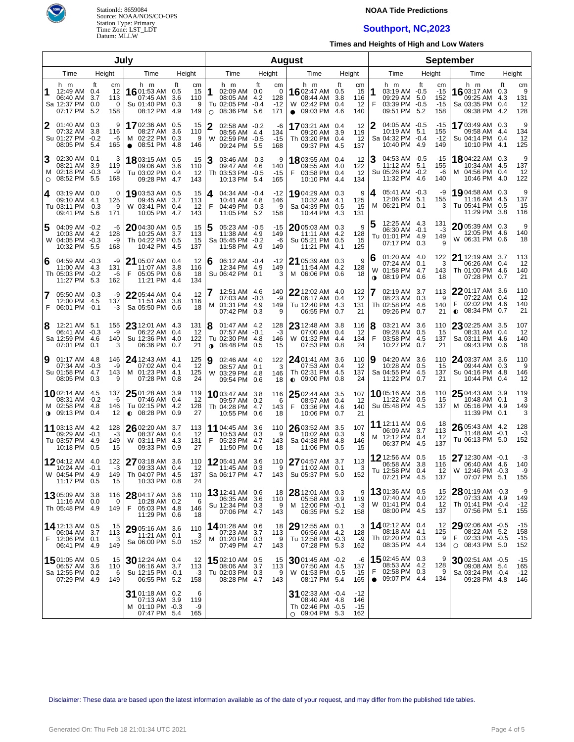StationId: 8659084
Source: NOAA/NOS/CO-OPS
Station Type: Primary
Time Zone: LST_LDT
Datum: MLLW

**NOAA Tide Predictions**

# Southport, NC,2023

**Times and Heights of High and Low Waters**

## July

| Day | Time | ft | cm | Day | Time | ft | cm |
|---|---|---|---|---|---|---|---|
| 1 Sa | 12:49 AM | 0.4 | 12 | 16 Su | 01:53 AM | 0.5 | 15 |
| | 06:40 AM | 3.7 | 113 | | 07:45 AM | 3.6 | 110 |
| | 12:37 PM | 0.0 | 0 | | 01:40 PM | 0.3 | 9 |
| | 07:17 PM | 5.2 | 158 | | 08:12 PM | 4.9 | 149 |
| 2 Su | 01:40 AM | 0.3 | 9 | 17 M ● | 02:36 AM | 0.5 | 15 |
| | 07:32 AM | 3.8 | 116 | | 08:27 AM | 3.6 | 110 |
| | 01:27 PM | -0.2 | -6 | | 02:22 PM | 0.3 | 9 |
| | 08:05 PM | 5.4 | 165 | | 08:51 PM | 4.8 | 146 |
| 3 M ○ | 02:30 AM | 0.1 | 3 | 18 Tu | 03:15 AM | 0.5 | 15 |
| | 08:21 AM | 3.9 | 119 | | 09:06 AM | 3.6 | 110 |
| | 02:18 PM | -0.3 | -9 | | 03:02 PM | 0.4 | 12 |
| | 08:52 PM | 5.5 | 168 | | 09:28 PM | 4.7 | 143 |
| 4 Tu | 03:19 AM | 0.0 | 0 | 19 W | 03:53 AM | 0.5 | 15 |
| | 09:10 AM | 4.1 | 125 | | 09:45 AM | 3.7 | 113 |
| | 03:11 PM | -0.3 | -9 | | 03:41 PM | 0.4 | 12 |
| | 09:41 PM | 5.6 | 171 | | 10:05 PM | 4.7 | 143 |
| 5 W | 04:09 AM | -0.2 | -6 | 20 Th | 04:30 AM | 0.5 | 15 |
| | 10:03 AM | 4.2 | 128 | | 10:25 AM | 3.7 | 113 |
| | 04:05 PM | -0.3 | -9 | | 04:22 PM | 0.5 | 15 |
| | 10:32 PM | 5.5 | 168 | | 10:42 PM | 4.5 | 137 |
| 6 Th | 04:59 AM | -0.3 | -9 | 21 F | 05:07 AM | 0.4 | 12 |
| | 11:00 AM | 4.3 | 131 | | 11:07 AM | 3.8 | 116 |
| | 05:03 PM | -0.2 | -6 | | 05:05 PM | 0.6 | 18 |
| | 11:27 PM | 5.3 | 162 | | 11:21 PM | 4.4 | 134 |
| 7 F | 05:50 AM | -0.3 | -9 | 22 Sa | 05:44 AM | 0.4 | 12 |
| | 12:00 PM | 4.5 | 137 | | 11:51 AM | 3.8 | 116 |
| | 06:01 PM | -0.1 | -3 | | 05:50 PM | 0.6 | 18 |
| 8 Sa | 12:21 AM | 5.1 | 155 | 23 Su | 12:01 AM | 4.3 | 131 |
| | 06:41 AM | -0.3 | -9 | | 06:22 AM | 0.4 | 12 |
| | 12:59 PM | 4.6 | 140 | | 12:36 PM | 4.0 | 122 |
| | 07:01 PM | 0.1 | 3 | | 06:36 PM | 0.7 | 21 |
| 9 Su | 01:17 AM | 4.8 | 146 | 24 M | 12:43 AM | 4.1 | 125 |
| | 07:34 AM | -0.3 | -9 | | 07:02 AM | 0.4 | 12 |
| | 01:58 PM | 4.7 | 143 | | 01:23 PM | 4.1 | 125 |
| | 08:05 PM | 0.3 | 9 | | 07:28 PM | 0.8 | 24 |
| 10 M ◑ | 02:14 AM | 4.5 | 137 | 25 Tu ◐ | 01:28 AM | 3.9 | 119 |
| | 08:31 AM | -0.2 | -6 | | 07:46 AM | 0.4 | 12 |
| | 02:58 PM | 4.8 | 146 | | 02:15 PM | 4.2 | 128 |
| | 09:13 PM | 0.4 | 12 | | 08:28 PM | 0.9 | 27 |
| 11 Tu | 03:13 AM | 4.2 | 128 | 26 W | 02:20 AM | 3.7 | 113 |
| | 09:29 AM | -0.1 | -3 | | 08:37 AM | 0.4 | 12 |
| | 03:57 PM | 4.9 | 149 | | 03:11 PM | 4.3 | 131 |
| | 10:18 PM | 0.5 | 15 | | 09:33 PM | 0.9 | 27 |
| 12 W | 04:12 AM | 4.0 | 122 | 27 Th | 03:18 AM | 3.6 | 110 |
| | 10:24 AM | -0.1 | -3 | | 09:33 AM | 0.4 | 12 |
| | 04:54 PM | 4.9 | 149 | | 04:07 PM | 4.5 | 137 |
| | 11:17 PM | 0.5 | 15 | | 10:33 PM | 0.8 | 24 |
| 13 Th | 05:09 AM | 3.8 | 116 | 28 F | 04:17 AM | 3.6 | 110 |
| | 11:16 AM | 0.0 | 0 | | 10:28 AM | 0.2 | 6 |
| | 05:48 PM | 4.9 | 149 | | 05:03 PM | 4.8 | 146 |
| | | | | | 11:29 PM | 0.6 | 18 |
| 14 F | 12:13 AM | 0.5 | 15 | 29 Sa | 05:16 AM | 3.6 | 110 |
| | 06:04 AM | 3.7 | 113 | | 11:21 AM | 0.1 | 3 |
| | 12:06 PM | 0.1 | 3 | | 06:00 PM | 5.0 | 152 |
| | 06:41 PM | 4.9 | 149 | | | | |
| 15 Sa | 01:05 AM | 0.5 | 15 | 30 Su | 12:24 AM | 0.4 | 12 |
| | 06:57 AM | 3.6 | 110 | | 06:16 AM | 3.7 | 113 |
| | 12:55 PM | 0.2 | 6 | | 12:15 PM | -0.1 | -3 |
| | 07:29 PM | 4.9 | 149 | | 06:55 PM | 5.2 | 158 |
| | | | | 31 M | 01:18 AM | 0.2 | 6 |
| | | | | | 07:13 AM | 3.9 | 119 |
| | | | | | 01:10 PM | -0.3 | -9 |
| | | | | | 07:47 PM | 5.4 | 165 |

## August

| Day | Time | ft | cm | Day | Time | ft | cm |
|---|---|---|---|---|---|---|---|
| 1 Tu ○ | 02:09 AM | 0.0 | 0 | 16 W ● | 02:47 AM | 0.5 | 15 |
| | 08:05 AM | 4.2 | 128 | | 08:44 AM | 3.8 | 116 |
| | 02:05 PM | -0.4 | -12 | | 02:42 PM | 0.4 | 12 |
| | 08:36 PM | 5.6 | 171 | | 09:03 PM | 4.6 | 140 |
| 2 W | 02:58 AM | -0.2 | -6 | 17 Th | 03:21 AM | 0.4 | 12 |
| | 08:56 AM | 4.4 | 134 | | 09:20 AM | 3.9 | 119 |
| | 02:59 PM | -0.5 | -15 | | 03:20 PM | 0.4 | 12 |
| | 09:24 PM | 5.5 | 168 | | 09:37 PM | 4.5 | 137 |
| 3 Th | 03:46 AM | -0.3 | -9 | 18 F | 03:55 AM | 0.4 | 12 |
| | 09:47 AM | 4.6 | 140 | | 09:55 AM | 4.0 | 122 |
| | 03:53 PM | -0.5 | -15 | | 03:58 PM | 0.4 | 12 |
| | 10:13 PM | 5.4 | 165 | | 10:10 PM | 4.4 | 134 |
| 4 F | 04:34 AM | -0.4 | -12 | 19 Sa | 04:29 AM | 0.3 | 9 |
| | 10:41 AM | 4.8 | 146 | | 10:32 AM | 4.1 | 125 |
| | 04:49 PM | -0.3 | -9 | | 04:39 PM | 0.5 | 15 |
| | 11:05 PM | 5.2 | 158 | | 10:44 PM | 4.3 | 131 |
| 5 Sa | 05:23 AM | -0.5 | -15 | 20 Su | 05:03 AM | 0.3 | 9 |
| | 11:38 AM | 4.9 | 149 | | 11:11 AM | 4.2 | 128 |
| | 05:45 PM | -0.2 | -6 | | 05:21 PM | 0.5 | 15 |
| | 11:58 PM | 4.9 | 149 | | 11:21 PM | 4.1 | 125 |
| 6 Su | 06:12 AM | -0.4 | -12 | 21 M | 05:39 AM | 0.3 | 9 |
| | 12:34 PM | 4.9 | 149 | | 11:54 AM | 4.2 | 128 |
| | 06:42 PM | 0.1 | 3 | | 06:06 PM | 0.6 | 18 |
| 7 M | 12:51 AM | 4.6 | 140 | 22 Tu | 12:02 AM | 4.0 | 122 |
| | 07:03 AM | -0.3 | -9 | | 06:17 AM | 0.4 | 12 |
| | 01:31 PM | 4.9 | 149 | | 12:40 PM | 4.3 | 131 |
| | 07:42 PM | 0.3 | 9 | | 06:55 PM | 0.7 | 21 |
| 8 Tu ◑ | 01:47 AM | 4.2 | 128 | 23 W | 12:48 AM | 3.8 | 116 |
| | 07:57 AM | -0.1 | -3 | | 07:00 AM | 0.4 | 12 |
| | 02:30 PM | 4.8 | 146 | | 01:32 PM | 4.4 | 134 |
| | 08:48 PM | 0.5 | 15 | | 07:53 PM | 0.8 | 24 |
| 9 W | 02:46 AM | 4.0 | 122 | 24 Th ◐ | 01:41 AM | 3.6 | 110 |
| | 08:57 AM | 0.1 | 3 | | 07:53 AM | 0.4 | 12 |
| | 03:29 PM | 4.8 | 146 | | 02:31 PM | 4.5 | 137 |
| | 09:54 PM | 0.6 | 18 | | 09:00 PM | 0.8 | 24 |
| 10 Th | 03:47 AM | 3.8 | 116 | 25 F | 02:44 AM | 3.5 | 107 |
| | 09:57 AM | 0.2 | 6 | | 08:57 AM | 0.4 | 12 |
| | 04:28 PM | 4.7 | 143 | | 03:36 PM | 4.6 | 140 |
| | 10:55 PM | 0.6 | 18 | | 10:06 PM | 0.7 | 21 |
| 11 F | 04:45 AM | 3.6 | 110 | 26 Sa | 03:52 AM | 3.5 | 107 |
| | 10:53 AM | 0.3 | 9 | | 10:02 AM | 0.3 | 9 |
| | 05:23 PM | 4.7 | 143 | | 04:38 PM | 4.8 | 146 |
| | 11:50 PM | 0.6 | 18 | | 11:06 PM | 0.5 | 15 |
| 12 Sa | 05:41 AM | 3.6 | 110 | 27 Su | 04:57 AM | 3.7 | 113 |
| | 11:45 AM | 0.3 | 9 | | 11:02 AM | 0.1 | 3 |
| | 06:17 PM | 4.7 | 143 | | 05:37 PM | 5.0 | 152 |
| 13 Su | 12:41 AM | 0.6 | 18 | 28 M | 12:01 AM | 0.3 | 9 |
| | 06:35 AM | 3.6 | 110 | | 05:58 AM | 3.9 | 119 |
| | 12:34 PM | 0.3 | 9 | | 12:00 PM | -0.1 | -3 |
| | 07:06 PM | 4.7 | 143 | | 06:35 PM | 5.2 | 158 |
| 14 M | 01:28 AM | 0.6 | 18 | 29 Tu | 12:55 AM | 0.1 | 3 |
| | 07:23 AM | 3.7 | 113 | | 06:56 AM | 4.2 | 128 |
| | 01:20 PM | 0.3 | 9 | | 12:58 PM | -0.3 | -9 |
| | 07:49 PM | 4.7 | 143 | | 07:28 PM | 5.3 | 162 |
| 15 Tu | 02:10 AM | 0.5 | 15 | 30 W | 01:45 AM | -0.2 | -6 |
| | 08:06 AM | 3.7 | 113 | | 07:50 AM | 4.5 | 137 |
| | 02:03 PM | 0.3 | 9 | | 01:53 PM | -0.5 | -15 |
| | 08:28 PM | 4.7 | 143 | | 08:17 PM | 5.4 | 165 |
| | | | | 31 Th ○ | 02:33 AM | -0.4 | -12 |
| | | | | | 08:40 AM | 4.8 | 146 |
| | | | | | 02:46 PM | -0.5 | -15 |
| | | | | | 09:04 PM | 5.3 | 162 |

## September

| Day | Time | ft | cm | Day | Time | ft | cm |
|---|---|---|---|---|---|---|---|
| 1 F | 03:19 AM | -0.5 | -15 | 16 Sa | 03:17 AM | 0.3 | 9 |
| | 09:29 AM | 5.0 | 152 | | 09:25 AM | 4.3 | 131 |
| | 03:39 PM | -0.5 | -15 | | 03:35 PM | 0.4 | 12 |
| | 09:51 PM | 5.2 | 158 | | 09:38 PM | 4.2 | 128 |
| 2 Sa | 04:05 AM | -0.5 | -15 | 17 Su | 03:49 AM | 0.3 | 9 |
| | 10:19 AM | 5.1 | 155 | | 09:58 AM | 4.4 | 134 |
| | 04:32 PM | -0.4 | -12 | | 04:14 PM | 0.4 | 12 |
| | 10:40 PM | 4.9 | 149 | | 10:10 PM | 4.1 | 125 |
| 3 Su | 04:53 AM | -0.5 | -15 | 18 M | 04:22 AM | 0.3 | 9 |
| | 11:12 AM | 5.1 | 155 | | 10:34 AM | 4.5 | 137 |
| | 05:26 PM | -0.2 | -6 | | 04:56 PM | 0.4 | 12 |
| | 11:32 PM | 4.6 | 140 | | 10:46 PM | 4.0 | 122 |
| 4 M | 05:41 AM | -0.3 | -9 | 19 Tu | 04:58 AM | 0.3 | 9 |
| | 12:06 PM | 5.1 | 155 | | 11:16 AM | 4.5 | 137 |
| | 06:21 PM | 0.1 | 3 | | 05:41 PM | 0.5 | 15 |
| | | | | | 11:29 PM | 3.8 | 116 |
| 5 Tu | 12:25 AM | 4.3 | 131 | 20 W | 05:39 AM | 0.3 | 9 |
| | 06:30 AM | -0.1 | -3 | | 12:05 PM | 4.6 | 140 |
| | 01:01 PM | 4.9 | 149 | | 06:31 PM | 0.6 | 18 |
| | 07:17 PM | 0.3 | 9 | | | | |
| 6 W ◑ | 01:20 AM | 4.0 | 122 | 21 Th | 12:19 AM | 3.7 | 113 |
| | 07:24 AM | 0.1 | 3 | | 06:26 AM | 0.4 | 12 |
| | 01:58 PM | 4.7 | 143 | | 01:00 PM | 4.6 | 140 |
| | 08:19 PM | 0.6 | 18 | | 07:28 PM | 0.7 | 21 |
| 7 Th | 02:19 AM | 3.7 | 113 | 22 F ◐ | 01:17 AM | 3.6 | 110 |
| | 08:23 AM | 0.3 | 9 | | 07:22 AM | 0.4 | 12 |
| | 02:58 PM | 4.6 | 140 | | 02:02 PM | 4.6 | 140 |
| | 09:26 PM | 0.7 | 21 | | 08:34 PM | 0.7 | 21 |
| 8 F | 03:21 AM | 3.6 | 110 | 23 Sa | 02:25 AM | 3.5 | 107 |
| | 09:28 AM | 0.5 | 15 | | 08:31 AM | 0.4 | 12 |
| | 03:58 PM | 4.5 | 137 | | 03:11 PM | 4.6 | 140 |
| | 10:27 PM | 0.7 | 21 | | 09:43 PM | 0.6 | 18 |
| 9 Sa | 04:20 AM | 3.6 | 110 | 24 Su | 03:37 AM | 3.6 | 110 |
| | 10:28 AM | 0.5 | 15 | | 09:44 AM | 0.3 | 9 |
| | 04:55 PM | 4.5 | 137 | | 04:16 PM | 4.8 | 146 |
| | 11:22 PM | 0.7 | 21 | | 10:44 PM | 0.4 | 12 |
| 10 Su | 05:16 AM | 3.6 | 110 | 25 M | 04:43 AM | 3.9 | 119 |
| | 11:22 AM | 0.5 | 15 | | 10:48 AM | 0.1 | 3 |
| | 05:48 PM | 4.5 | 137 | | 05:16 PM | 4.9 | 149 |
| | | | | | 11:39 PM | 0.1 | 3 |
| 11 M | 12:11 AM | 0.6 | 18 | 26 Tu | 05:43 AM | 4.2 | 128 |
| | 06:09 AM | 3.7 | 113 | | 11:48 AM | -0.1 | -3 |
| | 12:12 PM | 0.4 | 12 | | 06:13 PM | 5.0 | 152 |
| | 06:37 PM | 4.5 | 137 | | | | |
| 12 Tu | 12:56 AM | 0.5 | 15 | 27 W | 12:30 AM | -0.1 | -3 |
| | 06:58 AM | 3.8 | 116 | | 06:40 AM | 4.6 | 140 |
| | 12:58 PM | 0.4 | 12 | | 12:46 PM | -0.3 | -9 |
| | 07:21 PM | 4.5 | 137 | | 07:07 PM | 5.1 | 155 |
| 13 W | 01:36 AM | 0.5 | 15 | 28 Th | 01:19 AM | -0.3 | -9 |
| | 07:40 AM | 4.0 | 122 | | 07:33 AM | 4.9 | 149 |
| | 01:41 PM | 0.4 | 12 | | 01:41 PM | -0.4 | -12 |
| | 08:00 PM | 4.5 | 137 | | 07:56 PM | 5.1 | 155 |
| 14 Th | 02:12 AM | 0.4 | 12 | 29 F ○ | 02:06 AM | -0.5 | -15 |
| | 08:18 AM | 4.1 | 125 | | 08:22 AM | 5.2 | 158 |
| | 02:20 PM | 0.3 | 9 | | 02:33 PM | -0.5 | -15 |
| | 08:35 PM | 4.4 | 134 | | 08:43 PM | 5.0 | 152 |
| 15 F ● | 02:45 AM | 0.3 | 9 | 30 Sa | 02:51 AM | -0.5 | -15 |
| | 08:53 AM | 4.2 | 128 | | 09:08 AM | 5.4 | 165 |
| | 02:58 PM | 0.3 | 9 | | 03:24 PM | -0.4 | -12 |
| | 09:07 PM | 4.4 | 134 | | 09:28 PM | 4.8 | 146 |

Disclaimer: These data are based upon the latest information available as of the date of your request, and may differ from the published tide tables.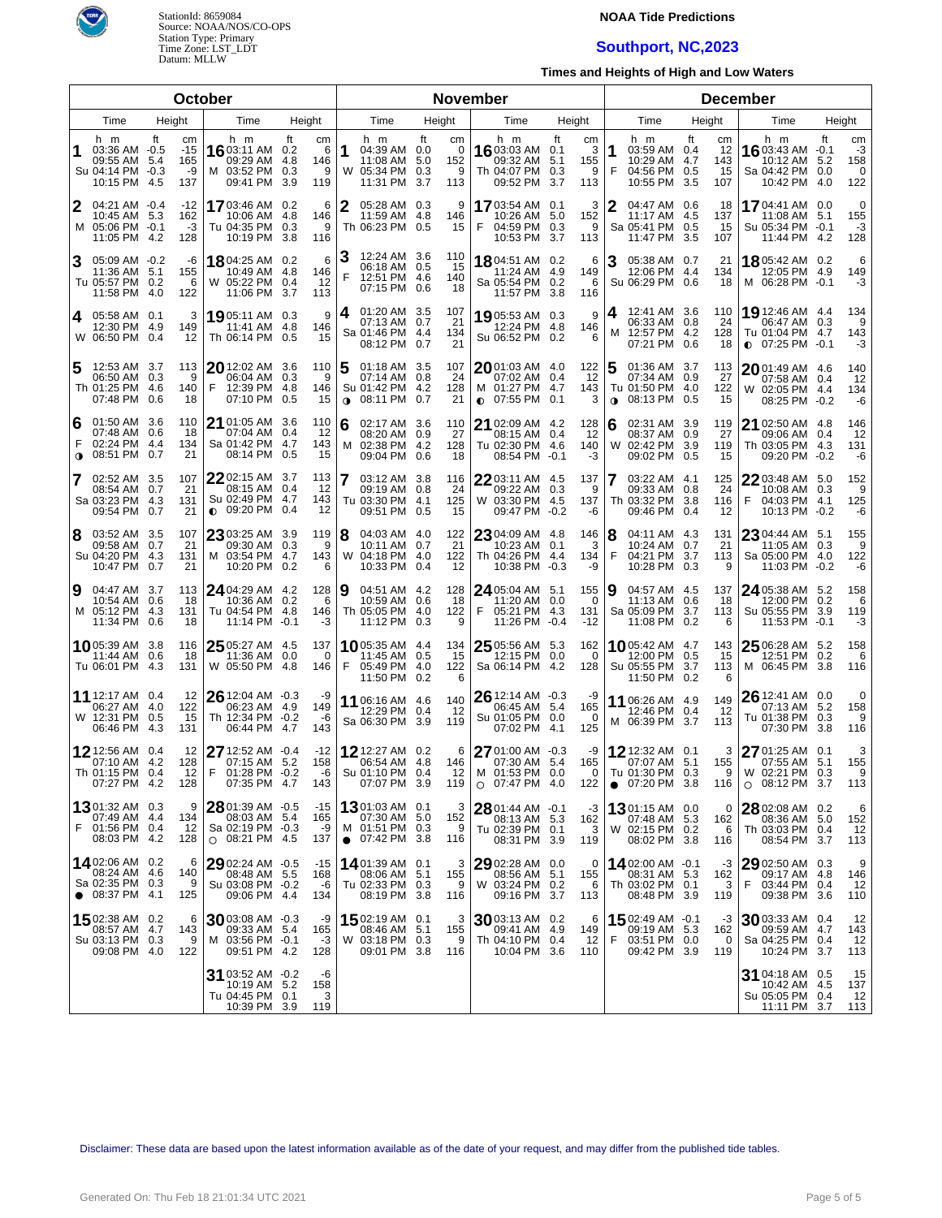StationId: 8659084
Source: NOAA/NOS/CO-OPS
Station Type: Primary
Time Zone: LST_LDT
Datum: MLLW

**NOAA Tide Predictions**

# Southport, NC,2023

**Times and Heights of High and Low Waters**

## October

| Day | Time (h m) | Height (ft) | Height (cm) |
|---|---|---|---|
| 1 Su | 03:36 AM | -0.5 | -15 |
| | 09:55 AM | 5.4 | 165 |
| | 04:14 PM | -0.3 | -9 |
| | 10:15 PM | 4.5 | 137 |
| 2 M | 04:21 AM | -0.4 | -12 |
| | 10:45 AM | 5.3 | 162 |
| | 05:06 PM | -0.1 | -3 |
| | 11:05 PM | 4.2 | 128 |
| 3 Tu | 05:09 AM | -0.2 | -6 |
| | 11:36 AM | 5.1 | 155 |
| | 05:57 PM | 0.2 | 6 |
| | 11:58 PM | 4.0 | 122 |
| 4 W | 05:58 AM | 0.1 | 3 |
| | 12:30 PM | 4.9 | 149 |
| | 06:50 PM | 0.4 | 12 |
| 5 Th | 12:53 AM | 3.7 | 113 |
| | 06:50 AM | 0.3 | 9 |
| | 01:25 PM | 4.6 | 140 |
| | 07:48 PM | 0.6 | 18 |
| 6 F ◑ | 01:50 AM | 3.6 | 110 |
| | 07:48 AM | 0.6 | 18 |
| | 02:24 PM | 4.4 | 134 |
| | 08:51 PM | 0.7 | 21 |
| 7 Sa | 02:52 AM | 3.5 | 107 |
| | 08:54 AM | 0.7 | 21 |
| | 03:23 PM | 4.3 | 131 |
| | 09:54 PM | 0.7 | 21 |
| 8 Su | 03:52 AM | 3.5 | 107 |
| | 09:58 AM | 0.7 | 21 |
| | 04:20 PM | 4.3 | 131 |
| | 10:47 PM | 0.7 | 21 |
| 9 M | 04:47 AM | 3.7 | 113 |
| | 10:54 AM | 0.6 | 18 |
| | 05:12 PM | 4.3 | 131 |
| | 11:34 PM | 0.6 | 18 |
| 10 Tu | 05:39 AM | 3.8 | 116 |
| | 11:44 AM | 0.6 | 18 |
| | 06:01 PM | 4.3 | 131 |
| 11 W | 12:17 AM | 0.4 | 12 |
| | 06:27 AM | 4.0 | 122 |
| | 12:31 PM | 0.5 | 15 |
| | 06:46 PM | 4.3 | 131 |
| 12 Th | 12:56 AM | 0.4 | 12 |
| | 07:10 AM | 4.2 | 128 |
| | 01:15 PM | 0.4 | 12 |
| | 07:27 PM | 4.2 | 128 |
| 13 F | 01:32 AM | 0.3 | 9 |
| | 07:49 AM | 4.4 | 134 |
| | 01:56 PM | 0.4 | 12 |
| | 08:03 PM | 4.2 | 128 |
| 14 Sa ● | 02:06 AM | 0.2 | 6 |
| | 08:24 AM | 4.6 | 140 |
| | 02:35 PM | 0.3 | 9 |
| | 08:37 PM | 4.1 | 125 |
| 15 Su | 02:38 AM | 0.2 | 6 |
| | 08:57 AM | 4.7 | 143 |
| | 03:13 PM | 0.3 | 9 |
| | 09:08 PM | 4.0 | 122 |
| 16 M | 03:11 AM | 0.2 | 6 |
| | 09:29 AM | 4.8 | 146 |
| | 03:52 PM | 0.3 | 9 |
| | 09:41 PM | 3.9 | 119 |
| 17 Tu | 03:46 AM | 0.2 | 6 |
| | 10:06 AM | 4.8 | 146 |
| | 04:35 PM | 0.3 | 9 |
| | 10:19 PM | 3.8 | 116 |
| 18 W | 04:25 AM | 0.2 | 6 |
| | 10:49 AM | 4.8 | 146 |
| | 05:22 PM | 0.4 | 12 |
| | 11:06 PM | 3.7 | 113 |
| 19 Th | 05:11 AM | 0.3 | 9 |
| | 11:41 AM | 4.8 | 146 |
| | 06:14 PM | 0.5 | 15 |
| 20 F | 12:02 AM | 3.6 | 110 |
| | 06:04 AM | 0.3 | 9 |
| | 12:39 PM | 4.8 | 146 |
| | 07:10 PM | 0.5 | 15 |
| 21 Sa | 01:05 AM | 3.6 | 110 |
| | 07:04 AM | 0.4 | 12 |
| | 01:42 PM | 4.7 | 143 |
| | 08:14 PM | 0.5 | 15 |
| 22 Su ◐ | 02:15 AM | 3.7 | 113 |
| | 08:15 AM | 0.4 | 12 |
| | 02:49 PM | 4.7 | 143 |
| | 09:20 PM | 0.4 | 12 |
| 23 M | 03:25 AM | 3.9 | 119 |
| | 09:30 AM | 0.3 | 9 |
| | 03:54 PM | 4.7 | 143 |
| | 10:20 PM | 0.2 | 6 |
| 24 Tu | 04:29 AM | 4.2 | 128 |
| | 10:36 AM | 0.2 | 6 |
| | 04:54 PM | 4.8 | 146 |
| | 11:14 PM | -0.1 | -3 |
| 25 W | 05:27 AM | 4.5 | 137 |
| | 11:36 AM | 0.0 | 0 |
| | 05:50 PM | 4.8 | 146 |
| 26 Th | 12:04 AM | -0.3 | -9 |
| | 06:23 AM | 4.9 | 149 |
| | 12:34 PM | -0.2 | -6 |
| | 06:44 PM | 4.7 | 143 |
| 27 F | 12:52 AM | -0.4 | -12 |
| | 07:15 AM | 5.2 | 158 |
| | 01:28 PM | -0.2 | -6 |
| | 07:35 PM | 4.7 | 143 |
| 28 Sa ○ | 01:39 AM | -0.5 | -15 |
| | 08:03 AM | 5.4 | 165 |
| | 02:19 PM | -0.3 | -9 |
| | 08:21 PM | 4.5 | 137 |
| 29 Su | 02:24 AM | -0.5 | -15 |
| | 08:48 AM | 5.5 | 168 |
| | 03:08 PM | -0.2 | -6 |
| | 09:06 PM | 4.4 | 134 |
| 30 M | 03:08 AM | -0.3 | -9 |
| | 09:33 AM | 5.4 | 165 |
| | 03:56 PM | -0.1 | -3 |
| | 09:51 PM | 4.2 | 128 |
| 31 Tu | 03:52 AM | -0.2 | -6 |
| | 10:19 AM | 5.2 | 158 |
| | 04:45 PM | 0.1 | 3 |
| | 10:39 PM | 3.9 | 119 |

## November

| Day | Time (h m) | Height (ft) | Height (cm) |
|---|---|---|---|
| 1 W | 04:39 AM | 0.0 | 0 |
| | 11:08 AM | 5.0 | 152 |
| | 05:34 PM | 0.3 | 9 |
| | 11:31 PM | 3.7 | 113 |
| 2 Th | 05:28 AM | 0.3 | 9 |
| | 11:59 AM | 4.8 | 146 |
| | 06:23 PM | 0.5 | 15 |
| 3 F | 12:24 AM | 3.6 | 110 |
| | 06:18 AM | 0.5 | 15 |
| | 12:51 PM | 4.6 | 140 |
| | 07:15 PM | 0.6 | 18 |
| 4 Sa | 01:20 AM | 3.5 | 107 |
| | 07:13 AM | 0.7 | 21 |
| | 01:46 PM | 4.4 | 134 |
| | 08:12 PM | 0.7 | 21 |
| 5 Su ◑ | 01:18 AM | 3.5 | 107 |
| | 07:14 AM | 0.8 | 24 |
| | 01:42 PM | 4.2 | 128 |
| | 08:11 PM | 0.7 | 21 |
| 6 M | 02:17 AM | 3.6 | 110 |
| | 08:20 AM | 0.9 | 27 |
| | 02:38 PM | 4.2 | 128 |
| | 09:04 PM | 0.6 | 18 |
| 7 Tu | 03:12 AM | 3.8 | 116 |
| | 09:19 AM | 0.8 | 24 |
| | 03:30 PM | 4.1 | 125 |
| | 09:51 PM | 0.5 | 15 |
| 8 W | 04:03 AM | 4.0 | 122 |
| | 10:11 AM | 0.7 | 21 |
| | 04:18 PM | 4.0 | 122 |
| | 10:33 PM | 0.4 | 12 |
| 9 Th | 04:51 AM | 4.2 | 128 |
| | 10:59 AM | 0.6 | 18 |
| | 05:05 PM | 4.0 | 122 |
| | 11:12 PM | 0.3 | 9 |
| 10 F | 05:35 AM | 4.4 | 134 |
| | 11:45 AM | 0.5 | 15 |
| | 05:49 PM | 4.0 | 122 |
| | 11:50 PM | 0.2 | 6 |
| 11 Sa | 06:16 AM | 4.6 | 140 |
| | 12:29 PM | 0.4 | 12 |
| | 06:30 PM | 3.9 | 119 |
| 12 Su | 12:27 AM | 0.2 | 6 |
| | 06:54 AM | 4.8 | 146 |
| | 01:10 PM | 0.4 | 12 |
| | 07:07 PM | 3.9 | 119 |
| 13 M ● | 01:03 AM | 0.1 | 3 |
| | 07:30 AM | 5.0 | 152 |
| | 01:51 PM | 0.3 | 9 |
| | 07:42 PM | 3.8 | 116 |
| 14 Tu | 01:39 AM | 0.1 | 3 |
| | 08:06 AM | 5.1 | 155 |
| | 02:33 PM | 0.3 | 9 |
| | 08:19 PM | 3.8 | 116 |
| 15 W | 02:19 AM | 0.1 | 3 |
| | 08:46 AM | 5.1 | 155 |
| | 03:18 PM | 0.3 | 9 |
| | 09:01 PM | 3.8 | 116 |
| 16 Th | 03:03 AM | 0.1 | 3 |
| | 09:32 AM | 5.1 | 155 |
| | 04:07 PM | 0.3 | 9 |
| | 09:52 PM | 3.7 | 113 |
| 17 F | 03:54 AM | 0.1 | 3 |
| | 10:26 AM | 5.0 | 152 |
| | 04:59 PM | 0.3 | 9 |
| | 10:53 PM | 3.7 | 113 |
| 18 Sa | 04:51 AM | 0.2 | 6 |
| | 11:24 AM | 4.9 | 149 |
| | 05:54 PM | 0.2 | 6 |
| | 11:57 PM | 3.8 | 116 |
| 19 Su | 05:53 AM | 0.3 | 9 |
| | 12:24 PM | 4.8 | 146 |
| | 06:52 PM | 0.2 | 6 |
| 20 M ◐ | 01:03 AM | 4.0 | 122 |
| | 07:02 AM | 0.4 | 12 |
| | 01:27 PM | 4.7 | 143 |
| | 07:55 PM | 0.1 | 3 |
| 21 Tu | 02:09 AM | 4.2 | 128 |
| | 08:15 AM | 0.4 | 12 |
| | 02:30 PM | 4.6 | 140 |
| | 08:54 PM | -0.1 | -3 |
| 22 W | 03:11 AM | 4.5 | 137 |
| | 09:22 AM | 0.3 | 9 |
| | 03:30 PM | 4.5 | 137 |
| | 09:47 PM | -0.2 | -6 |
| 23 Th | 04:09 AM | 4.8 | 146 |
| | 10:23 AM | 0.1 | 3 |
| | 04:26 PM | 4.4 | 134 |
| | 10:38 PM | -0.3 | -9 |
| 24 F | 05:04 AM | 5.1 | 155 |
| | 11:20 AM | 0.0 | 0 |
| | 05:21 PM | 4.3 | 131 |
| | 11:26 PM | -0.4 | -12 |
| 25 Sa | 05:56 AM | 5.3 | 162 |
| | 12:15 PM | 0.0 | 0 |
| | 06:14 PM | 4.2 | 128 |
| 26 Su | 12:14 AM | -0.3 | -9 |
| | 06:45 AM | 5.4 | 165 |
| | 01:05 PM | 0.0 | 0 |
| | 07:02 PM | 4.1 | 125 |
| 27 M ○ | 01:00 AM | -0.3 | -9 |
| | 07:30 AM | 5.4 | 165 |
| | 01:53 PM | 0.0 | 0 |
| | 07:47 PM | 4.0 | 122 |
| 28 Tu | 01:44 AM | -0.1 | -3 |
| | 08:13 AM | 5.3 | 162 |
| | 02:39 PM | 0.1 | 3 |
| | 08:31 PM | 3.9 | 119 |
| 29 W | 02:28 AM | 0.0 | 0 |
| | 08:56 AM | 5.1 | 155 |
| | 03:24 PM | 0.2 | 6 |
| | 09:16 PM | 3.7 | 113 |
| 30 Th | 03:13 AM | 0.2 | 6 |
| | 09:41 AM | 4.9 | 149 |
| | 04:10 PM | 0.4 | 12 |
| | 10:04 PM | 3.6 | 110 |

## December

| Day | Time (h m) | Height (ft) | Height (cm) |
|---|---|---|---|
| 1 F | 03:59 AM | 0.4 | 12 |
| | 10:29 AM | 4.7 | 143 |
| | 04:56 PM | 0.5 | 15 |
| | 10:55 PM | 3.5 | 107 |
| 2 Sa | 04:47 AM | 0.6 | 18 |
| | 11:17 AM | 4.5 | 137 |
| | 05:41 PM | 0.5 | 15 |
| | 11:47 PM | 3.5 | 107 |
| 3 Su | 05:38 AM | 0.7 | 21 |
| | 12:06 PM | 4.4 | 134 |
| | 06:29 PM | 0.6 | 18 |
| 4 M | 12:41 AM | 3.6 | 110 |
| | 06:33 AM | 0.8 | 24 |
| | 12:57 PM | 4.2 | 128 |
| | 07:21 PM | 0.6 | 18 |
| 5 Tu ◑ | 01:36 AM | 3.7 | 113 |
| | 07:34 AM | 0.9 | 27 |
| | 01:50 PM | 4.0 | 122 |
| | 08:13 PM | 0.5 | 15 |
| 6 W | 02:31 AM | 3.9 | 119 |
| | 08:37 AM | 0.9 | 27 |
| | 02:42 PM | 3.9 | 119 |
| | 09:02 PM | 0.5 | 15 |
| 7 Th | 03:22 AM | 4.1 | 125 |
| | 09:33 AM | 0.8 | 24 |
| | 03:32 PM | 3.8 | 116 |
| | 09:46 PM | 0.4 | 12 |
| 8 F | 04:11 AM | 4.3 | 131 |
| | 10:24 AM | 0.7 | 21 |
| | 04:21 PM | 3.7 | 113 |
| | 10:28 PM | 0.3 | 9 |
| 9 Sa | 04:57 AM | 4.5 | 137 |
| | 11:13 AM | 0.6 | 18 |
| | 05:09 PM | 3.7 | 113 |
| | 11:08 PM | 0.2 | 6 |
| 10 Su | 05:42 AM | 4.7 | 143 |
| | 12:00 PM | 0.5 | 15 |
| | 05:55 PM | 3.7 | 113 |
| | 11:50 PM | 0.2 | 6 |
| 11 M | 06:26 AM | 4.9 | 149 |
| | 12:46 PM | 0.4 | 12 |
| | 06:39 PM | 3.7 | 113 |
| 12 Tu ● | 12:32 AM | 0.1 | 3 |
| | 07:07 AM | 5.1 | 155 |
| | 01:30 PM | 0.3 | 9 |
| | 07:20 PM | 3.8 | 116 |
| 13 W | 01:15 AM | 0.0 | 0 |
| | 07:48 AM | 5.3 | 162 |
| | 02:15 PM | 0.2 | 6 |
| | 08:02 PM | 3.8 | 116 |
| 14 Th | 02:00 AM | -0.1 | -3 |
| | 08:31 AM | 5.3 | 162 |
| | 03:02 PM | 0.1 | 3 |
| | 08:48 PM | 3.9 | 119 |
| 15 F | 02:49 AM | -0.1 | -3 |
| | 09:19 AM | 5.3 | 162 |
| | 03:51 PM | 0.0 | 0 |
| | 09:42 PM | 3.9 | 119 |
| 16 Sa | 03:43 AM | -0.1 | -3 |
| | 10:12 AM | 5.2 | 158 |
| | 04:42 PM | 0.0 | 0 |
| | 10:42 PM | 4.0 | 122 |
| 17 Su | 04:41 AM | 0.0 | 0 |
| | 11:08 AM | 5.1 | 155 |
| | 05:34 PM | -0.1 | -3 |
| | 11:44 PM | 4.2 | 128 |
| 18 M | 05:42 AM | 0.2 | 6 |
| | 12:05 PM | 4.9 | 149 |
| | 06:28 PM | -0.1 | -3 |
| 19 Tu ◐ | 12:46 AM | 4.4 | 134 |
| | 06:47 AM | 0.3 | 9 |
| | 01:04 PM | 4.7 | 143 |
| | 07:25 PM | -0.1 | -3 |
| 20 W | 01:49 AM | 4.6 | 140 |
| | 07:58 AM | 0.4 | 12 |
| | 02:05 PM | 4.4 | 134 |
| | 08:25 PM | -0.2 | -6 |
| 21 Th | 02:50 AM | 4.8 | 146 |
| | 09:06 AM | 0.4 | 12 |
| | 03:05 PM | 4.3 | 131 |
| | 09:20 PM | -0.2 | -6 |
| 22 F | 03:48 AM | 5.0 | 152 |
| | 10:08 AM | 0.3 | 9 |
| | 04:03 PM | 4.1 | 125 |
| | 10:13 PM | -0.2 | -6 |
| 23 Sa | 04:44 AM | 5.1 | 155 |
| | 11:05 AM | 0.3 | 9 |
| | 05:00 PM | 4.0 | 122 |
| | 11:03 PM | -0.2 | -6 |
| 24 Su | 05:38 AM | 5.2 | 158 |
| | 12:00 PM | 0.2 | 6 |
| | 05:55 PM | 3.9 | 119 |
| | 11:53 PM | -0.1 | -3 |
| 25 M | 06:28 AM | 5.2 | 158 |
| | 12:51 PM | 0.2 | 6 |
| | 06:45 PM | 3.8 | 116 |
| 26 Tu | 12:41 AM | 0.0 | 0 |
| | 07:13 AM | 5.2 | 158 |
| | 01:38 PM | 0.3 | 9 |
| | 07:30 PM | 3.8 | 116 |
| 27 W ○ | 01:25 AM | 0.1 | 3 |
| | 07:55 AM | 5.1 | 155 |
| | 02:21 PM | 0.3 | 9 |
| | 08:12 PM | 3.7 | 113 |
| 28 Th | 02:08 AM | 0.2 | 6 |
| | 08:36 AM | 5.0 | 152 |
| | 03:03 PM | 0.4 | 12 |
| | 08:54 PM | 3.7 | 113 |
| 29 F | 02:50 AM | 0.3 | 9 |
| | 09:17 AM | 4.8 | 146 |
| | 03:44 PM | 0.4 | 12 |
| | 09:38 PM | 3.6 | 110 |
| 30 Sa | 03:33 AM | 0.4 | 12 |
| | 09:59 AM | 4.7 | 143 |
| | 04:25 PM | 0.4 | 12 |
| | 10:24 PM | 3.7 | 113 |
| 31 Su | 04:18 AM | 0.5 | 15 |
| | 10:42 AM | 4.5 | 137 |
| | 05:05 PM | 0.4 | 12 |
| | 11:11 PM | 3.7 | 113 |

Disclaimer: These data are based upon the latest information available as of the date of your request, and may differ from the published tide tables.